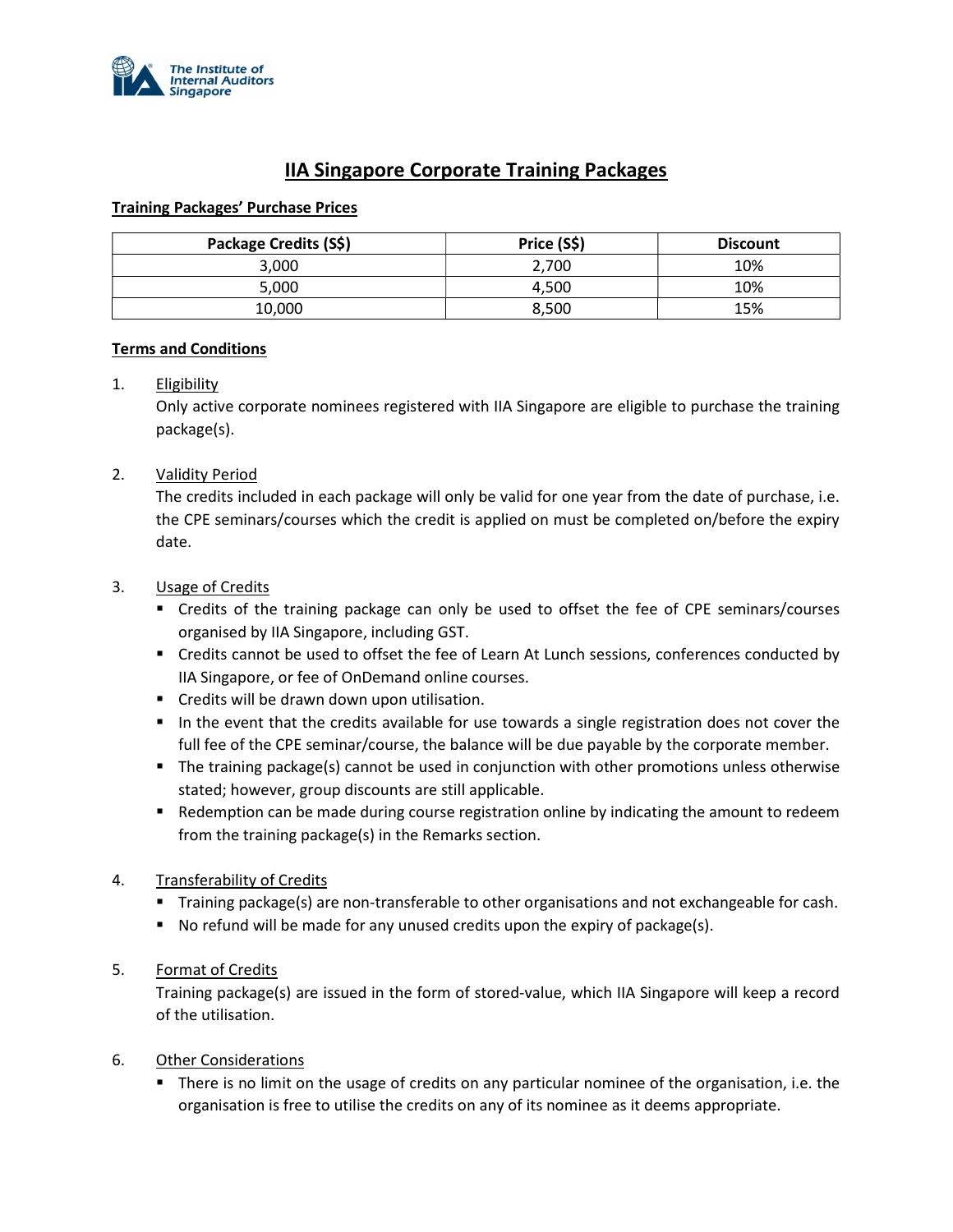The Institute of Internal Auditors Singapore

# IIA Singapore Corporate Training Packages

**Training Packages' Purchase Prices**

| Package Credits (S$) | Price (S$) | Discount |
|---|---|---|
| 3,000 | 2,700 | 10% |
| 5,000 | 4,500 | 10% |
| 10,000 | 8,500 | 15% |

**Terms and Conditions**

1. Eligibility
   Only active corporate nominees registered with IIA Singapore are eligible to purchase the training package(s).

2. Validity Period
   The credits included in each package will only be valid for one year from the date of purchase, i.e. the CPE seminars/courses which the credit is applied on must be completed on/before the expiry date.

3. Usage of Credits
   - Credits of the training package can only be used to offset the fee of CPE seminars/courses organised by IIA Singapore, including GST.
   - Credits cannot be used to offset the fee of Learn At Lunch sessions, conferences conducted by IIA Singapore, or fee of OnDemand online courses.
   - Credits will be drawn down upon utilisation.
   - In the event that the credits available for use towards a single registration does not cover the full fee of the CPE seminar/course, the balance will be due payable by the corporate member.
   - The training package(s) cannot be used in conjunction with other promotions unless otherwise stated; however, group discounts are still applicable.
   - Redemption can be made during course registration online by indicating the amount to redeem from the training package(s) in the Remarks section.

4. Transferability of Credits
   - Training package(s) are non-transferable to other organisations and not exchangeable for cash.
   - No refund will be made for any unused credits upon the expiry of package(s).

5. Format of Credits
   Training package(s) are issued in the form of stored-value, which IIA Singapore will keep a record of the utilisation.

6. Other Considerations
   - There is no limit on the usage of credits on any particular nominee of the organisation, i.e. the organisation is free to utilise the credits on any of its nominee as it deems appropriate.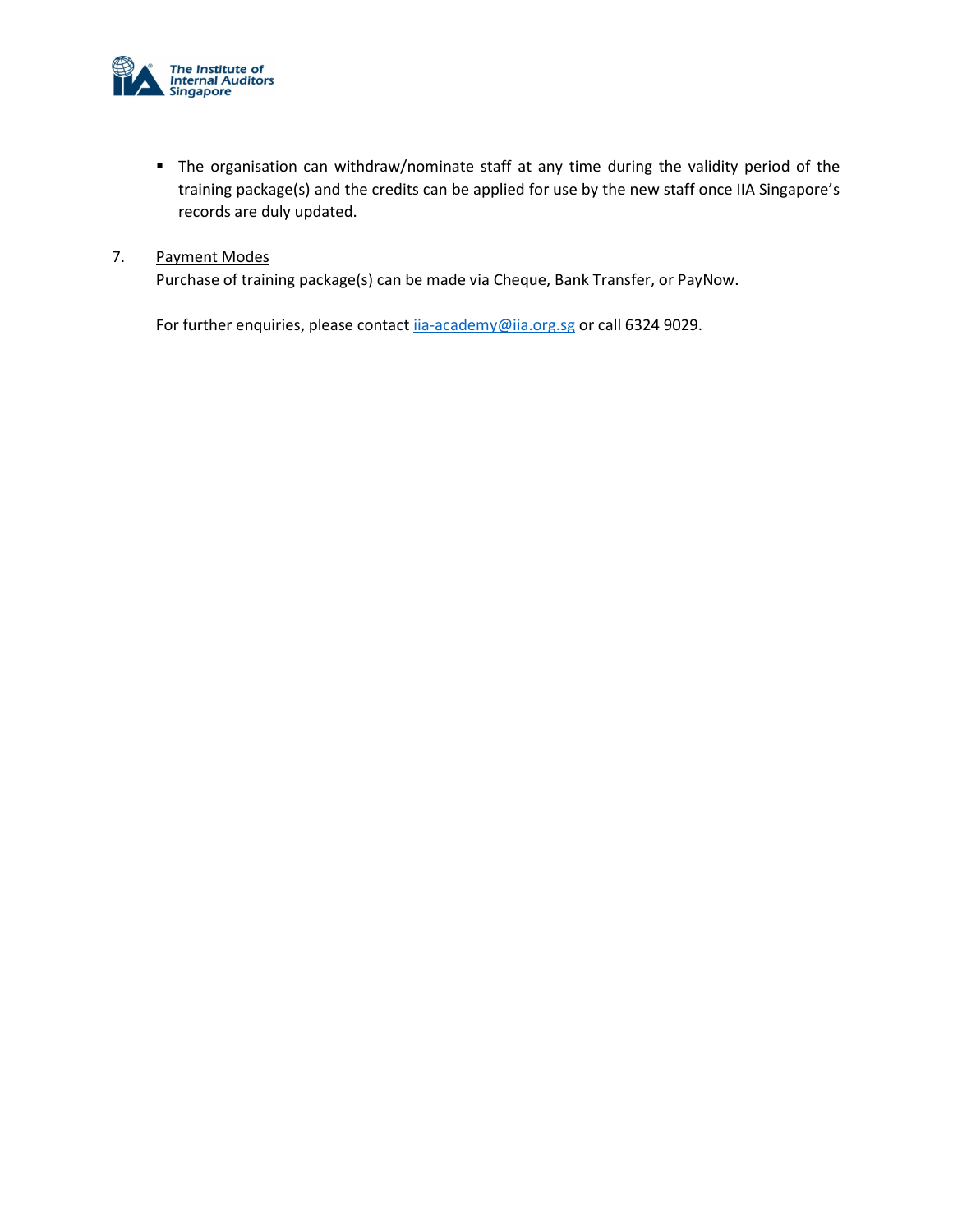- The organisation can withdraw/nominate staff at any time during the validity period of the training package(s) and the credits can be applied for use by the new staff once IIA Singapore's records are duly updated.

7. Payment Modes

   Purchase of training package(s) can be made via Cheque, Bank Transfer, or PayNow.

   For further enquiries, please contact iia-academy@iia.org.sg or call 6324 9029.